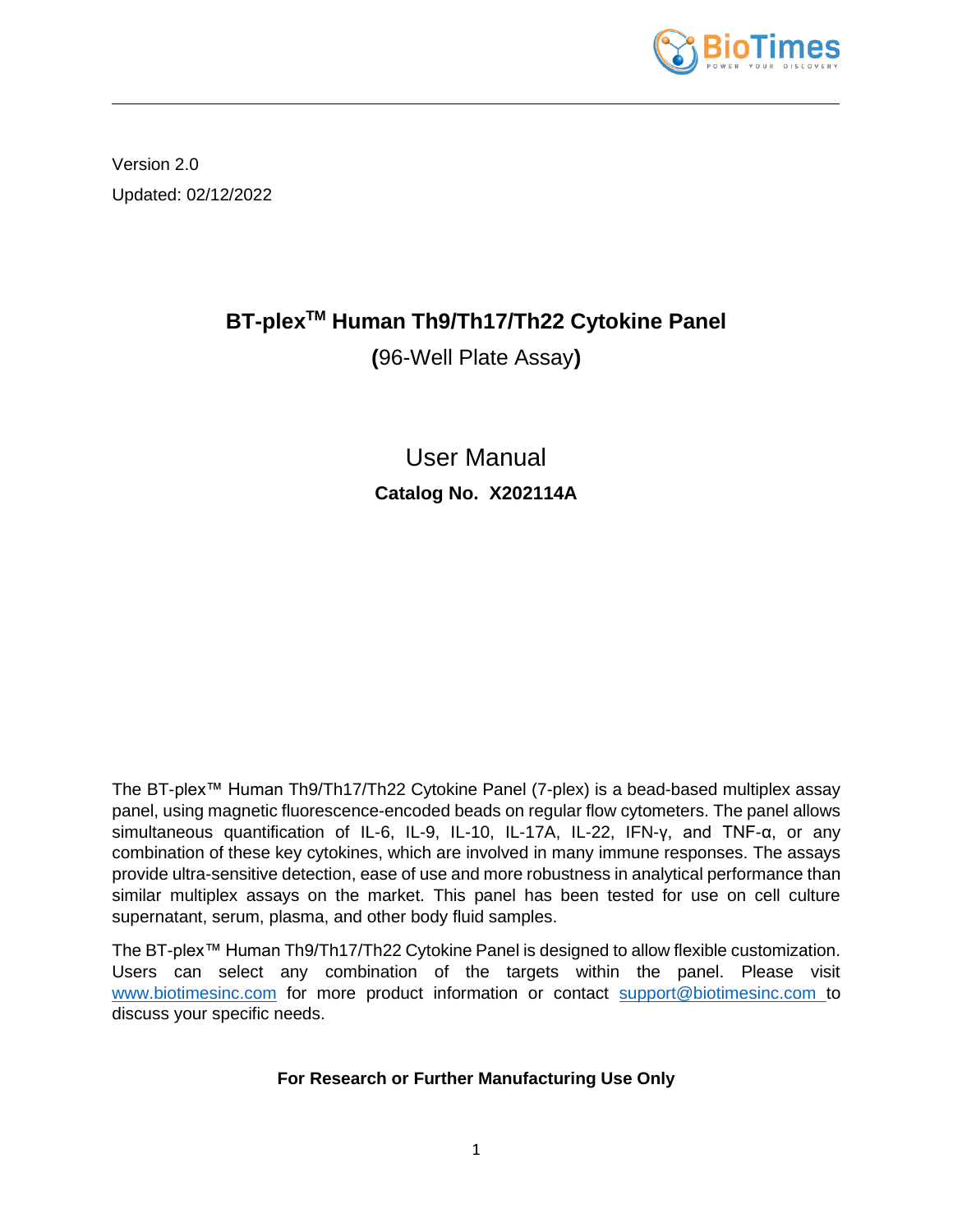Version 2.0

Updated: 02/12/2022

# BT-plex$^{TM}$ Human Th9/Th17/Th22 Cytokine Panel

**(**96-Well Plate Assay**)**

## User Manual

**Catalog No. X202114A**

The BT-plex™ Human Th9/Th17/Th22 Cytokine Panel (7-plex) is a bead-based multiplex assay panel, using magnetic fluorescence-encoded beads on regular flow cytometers. The panel allows simultaneous quantification of IL-6, IL-9, IL-10, IL-17A, IL-22, IFN-γ, and TNF-α, or any combination of these key cytokines, which are involved in many immune responses. The assays provide ultra-sensitive detection, ease of use and more robustness in analytical performance than similar multiplex assays on the market. This panel has been tested for use on cell culture supernatant, serum, plasma, and other body fluid samples.

The BT-plex™ Human Th9/Th17/Th22 Cytokine Panel is designed to allow flexible customization. Users can select any combination of the targets within the panel. Please visit www.biotimesinc.com for more product information or contact support@biotimesinc.com to discuss your specific needs.

**For Research or Further Manufacturing Use Only**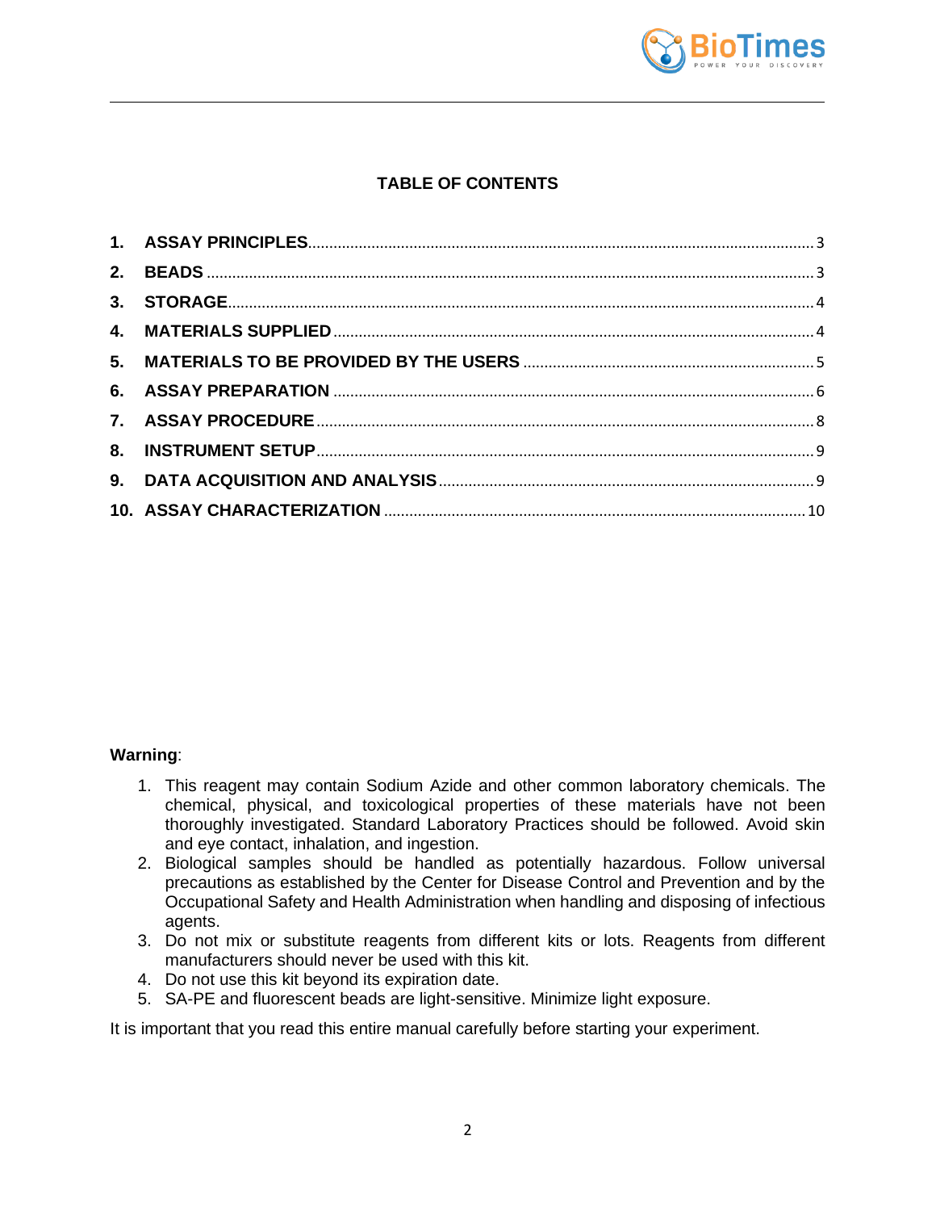## TABLE OF CONTENTS

1. **ASSAY PRINCIPLES** .......... 3
2. **BEADS** .......... 3
3. **STORAGE** .......... 4
4. **MATERIALS SUPPLIED** .......... 4
5. **MATERIALS TO BE PROVIDED BY THE USERS** .......... 5
6. **ASSAY PREPARATION** .......... 6
7. **ASSAY PROCEDURE** .......... 8
8. **INSTRUMENT SETUP** .......... 9
9. **DATA ACQUISITION AND ANALYSIS** .......... 9
10. **ASSAY CHARACTERIZATION** .......... 10

**Warning**:

1. This reagent may contain Sodium Azide and other common laboratory chemicals. The chemical, physical, and toxicological properties of these materials have not been thoroughly investigated. Standard Laboratory Practices should be followed. Avoid skin and eye contact, inhalation, and ingestion.
2. Biological samples should be handled as potentially hazardous. Follow universal precautions as established by the Center for Disease Control and Prevention and by the Occupational Safety and Health Administration when handling and disposing of infectious agents.
3. Do not mix or substitute reagents from different kits or lots. Reagents from different manufacturers should never be used with this kit.
4. Do not use this kit beyond its expiration date.
5. SA-PE and fluorescent beads are light-sensitive. Minimize light exposure.

It is important that you read this entire manual carefully before starting your experiment.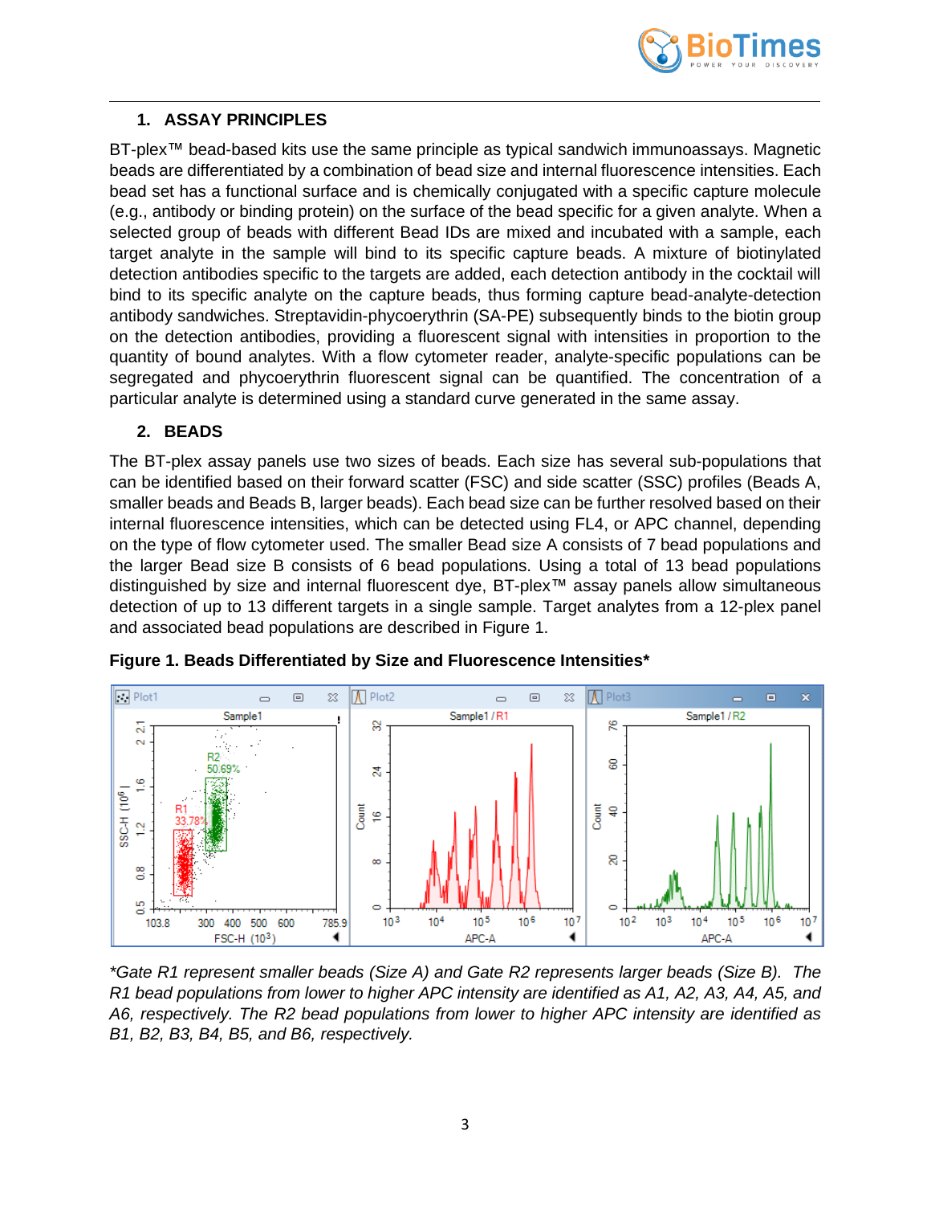## 1. ASSAY PRINCIPLES

BT-plex™ bead-based kits use the same principle as typical sandwich immunoassays. Magnetic beads are differentiated by a combination of bead size and internal fluorescence intensities. Each bead set has a functional surface and is chemically conjugated with a specific capture molecule (e.g., antibody or binding protein) on the surface of the bead specific for a given analyte. When a selected group of beads with different Bead IDs are mixed and incubated with a sample, each target analyte in the sample will bind to its specific capture beads. A mixture of biotinylated detection antibodies specific to the targets are added, each detection antibody in the cocktail will bind to its specific analyte on the capture beads, thus forming capture bead-analyte-detection antibody sandwiches. Streptavidin-phycoerythrin (SA-PE) subsequently binds to the biotin group on the detection antibodies, providing a fluorescent signal with intensities in proportion to the quantity of bound analytes. With a flow cytometer reader, analyte-specific populations can be segregated and phycoerythrin fluorescent signal can be quantified. The concentration of a particular analyte is determined using a standard curve generated in the same assay.

## 2. BEADS

The BT-plex assay panels use two sizes of beads. Each size has several sub-populations that can be identified based on their forward scatter (FSC) and side scatter (SSC) profiles (Beads A, smaller beads and Beads B, larger beads). Each bead size can be further resolved based on their internal fluorescence intensities, which can be detected using FL4, or APC channel, depending on the type of flow cytometer used. The smaller Bead size A consists of 7 bead populations and the larger Bead size B consists of 6 bead populations. Using a total of 13 bead populations distinguished by size and internal fluorescent dye, BT-plex™ assay panels allow simultaneous detection of up to 13 different targets in a single sample. Target analytes from a 12-plex panel and associated bead populations are described in Figure 1.

**Figure 1. Beads Differentiated by Size and Fluorescence Intensities***

*\*Gate R1 represent smaller beads (Size A) and Gate R2 represents larger beads (Size B). The R1 bead populations from lower to higher APC intensity are identified as A1, A2, A3, A4, A5, and A6, respectively. The R2 bead populations from lower to higher APC intensity are identified as B1, B2, B3, B4, B5, and B6, respectively.*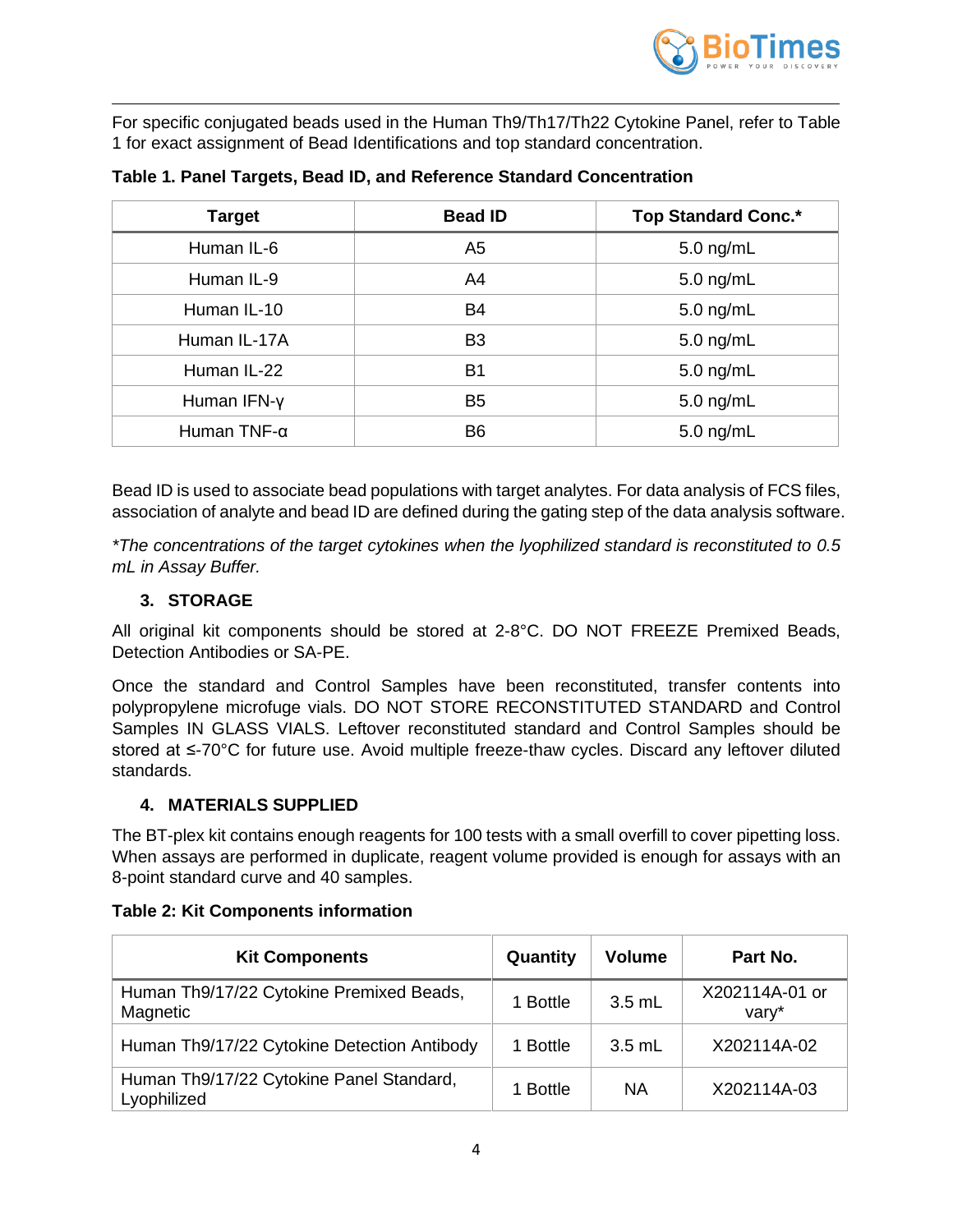For specific conjugated beads used in the Human Th9/Th17/Th22 Cytokine Panel, refer to Table 1 for exact assignment of Bead Identifications and top standard concentration.

**Table 1. Panel Targets, Bead ID, and Reference Standard Concentration**

| Target | Bead ID | Top Standard Conc.* |
|---|---|---|
| Human IL-6 | A5 | 5.0 ng/mL |
| Human IL-9 | A4 | 5.0 ng/mL |
| Human IL-10 | B4 | 5.0 ng/mL |
| Human IL-17A | B3 | 5.0 ng/mL |
| Human IL-22 | B1 | 5.0 ng/mL |
| Human IFN-γ | B5 | 5.0 ng/mL |
| Human TNF-α | B6 | 5.0 ng/mL |

Bead ID is used to associate bead populations with target analytes. For data analysis of FCS files, association of analyte and bead ID are defined during the gating step of the data analysis software.

*\*The concentrations of the target cytokines when the lyophilized standard is reconstituted to 0.5 mL in Assay Buffer.*

## 3. STORAGE

All original kit components should be stored at 2-8°C. DO NOT FREEZE Premixed Beads, Detection Antibodies or SA-PE.

Once the standard and Control Samples have been reconstituted, transfer contents into polypropylene microfuge vials. DO NOT STORE RECONSTITUTED STANDARD and Control Samples IN GLASS VIALS. Leftover reconstituted standard and Control Samples should be stored at ≤-70°C for future use. Avoid multiple freeze-thaw cycles. Discard any leftover diluted standards.

## 4. MATERIALS SUPPLIED

The BT-plex kit contains enough reagents for 100 tests with a small overfill to cover pipetting loss. When assays are performed in duplicate, reagent volume provided is enough for assays with an 8-point standard curve and 40 samples.

**Table 2: Kit Components information**

| Kit Components | Quantity | Volume | Part No. |
|---|---|---|---|
| Human Th9/17/22 Cytokine Premixed Beads, Magnetic | 1 Bottle | 3.5 mL | X202114A-01 or vary* |
| Human Th9/17/22 Cytokine Detection Antibody | 1 Bottle | 3.5 mL | X202114A-02 |
| Human Th9/17/22 Cytokine Panel Standard, Lyophilized | 1 Bottle | NA | X202114A-03 |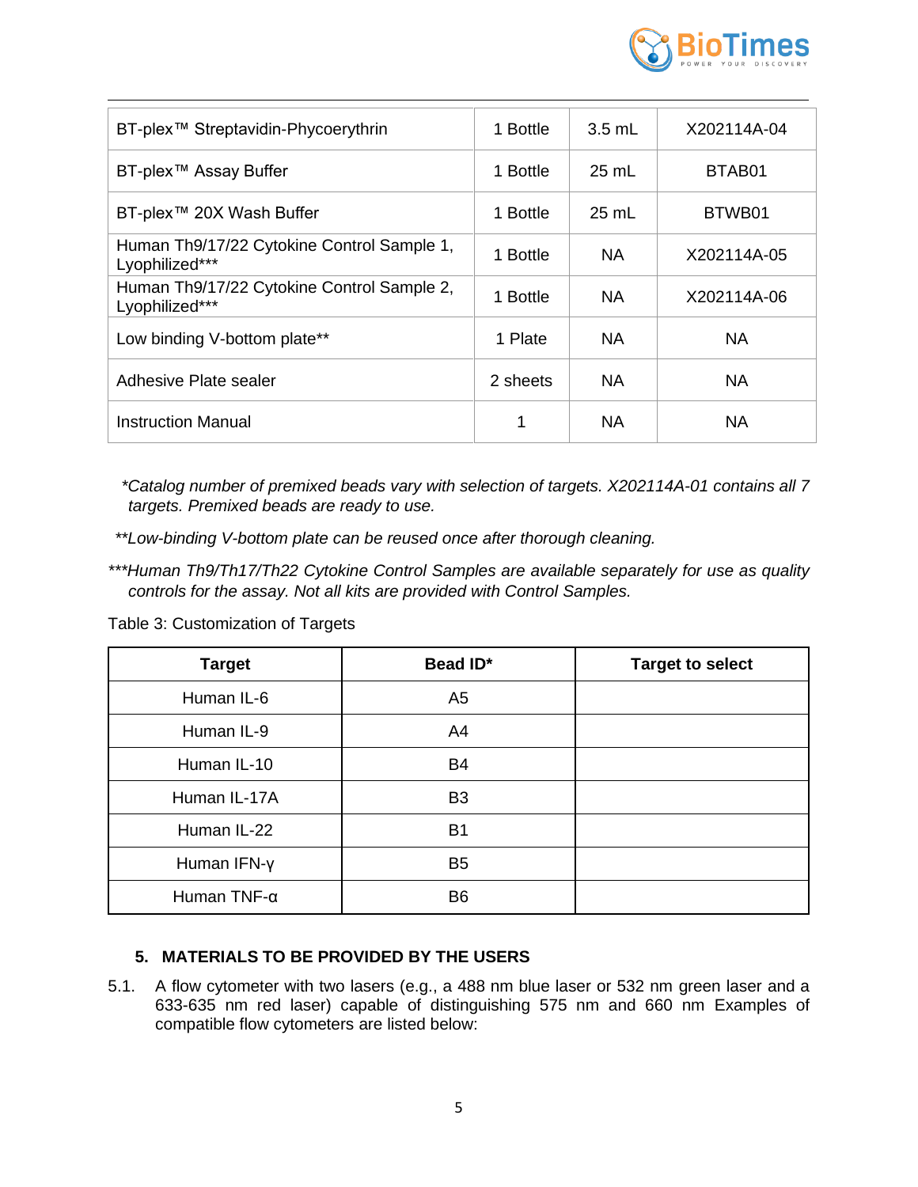| BT-plex™ Streptavidin-Phycoerythrin | 1 Bottle | 3.5 mL | X202114A-04 |
|---|---|---|---|
| BT-plex™ Assay Buffer | 1 Bottle | 25 mL | BTAB01 |
| BT-plex™ 20X Wash Buffer | 1 Bottle | 25 mL | BTWB01 |
| Human Th9/17/22 Cytokine Control Sample 1, Lyophilized*** | 1 Bottle | NA | X202114A-05 |
| Human Th9/17/22 Cytokine Control Sample 2, Lyophilized*** | 1 Bottle | NA | X202114A-06 |
| Low binding V-bottom plate** | 1 Plate | NA | NA |
| Adhesive Plate sealer | 2 sheets | NA | NA |
| Instruction Manual | 1 | NA | NA |

*\*Catalog number of premixed beads vary with selection of targets. X202114A-01 contains all 7 targets. Premixed beads are ready to use.*

*\*\*Low-binding V-bottom plate can be reused once after thorough cleaning.*

*\*\*\*Human Th9/Th17/Th22 Cytokine Control Samples are available separately for use as quality controls for the assay. Not all kits are provided with Control Samples.*

Table 3: Customization of Targets

| Target | Bead ID* | Target to select |
|---|---|---|
| Human IL-6 | A5 | |
| Human IL-9 | A4 | |
| Human IL-10 | B4 | |
| Human IL-17A | B3 | |
| Human IL-22 | B1 | |
| Human IFN-γ | B5 | |
| Human TNF-α | B6 | |

## 5. MATERIALS TO BE PROVIDED BY THE USERS

5.1. A flow cytometer with two lasers (e.g., a 488 nm blue laser or 532 nm green laser and a 633-635 nm red laser) capable of distinguishing 575 nm and 660 nm Examples of compatible flow cytometers are listed below: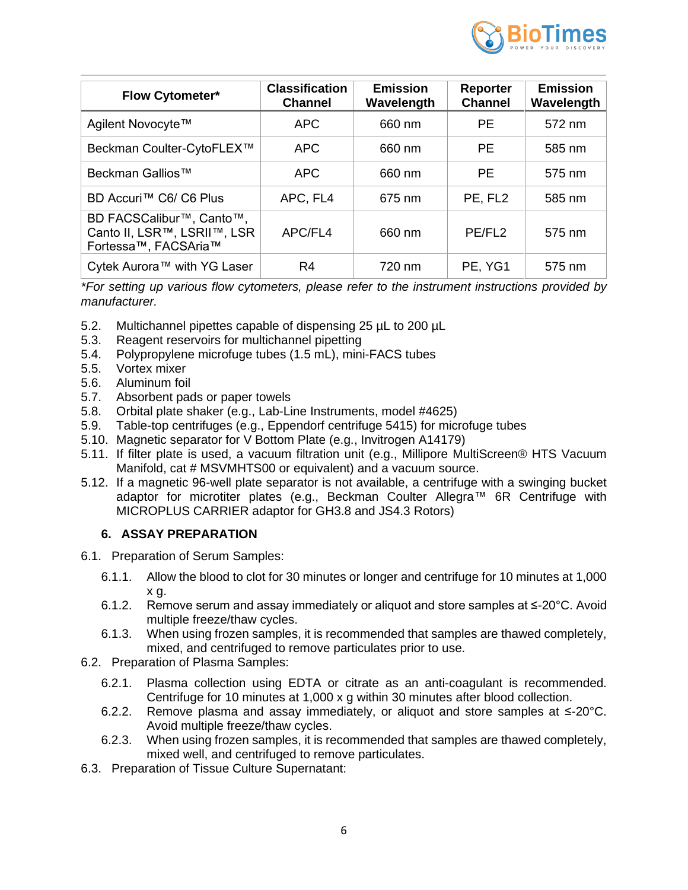| Flow Cytometer* | Classification Channel | Emission Wavelength | Reporter Channel | Emission Wavelength |
|---|---|---|---|---|
| Agilent Novocyte™ | APC | 660 nm | PE | 572 nm |
| Beckman Coulter-CytoFLEX™ | APC | 660 nm | PE | 585 nm |
| Beckman Gallios™ | APC | 660 nm | PE | 575 nm |
| BD Accuri™ C6/ C6 Plus | APC, FL4 | 675 nm | PE, FL2 | 585 nm |
| BD FACSCalibur™, Canto™, Canto II, LSR™, LSRII™, LSR Fortessa™, FACSAria™ | APC/FL4 | 660 nm | PE/FL2 | 575 nm |
| Cytek Aurora™ with YG Laser | R4 | 720 nm | PE, YG1 | 575 nm |

*For setting up various flow cytometers, please refer to the instrument instructions provided by manufacturer.*

5.2. Multichannel pipettes capable of dispensing 25 µL to 200 µL
5.3. Reagent reservoirs for multichannel pipetting
5.4. Polypropylene microfuge tubes (1.5 mL), mini-FACS tubes
5.5. Vortex mixer
5.6. Aluminum foil
5.7. Absorbent pads or paper towels
5.8. Orbital plate shaker (e.g., Lab-Line Instruments, model #4625)
5.9. Table-top centrifuges (e.g., Eppendorf centrifuge 5415) for microfuge tubes
5.10. Magnetic separator for V Bottom Plate (e.g., Invitrogen A14179)
5.11. If filter plate is used, a vacuum filtration unit (e.g., Millipore MultiScreen® HTS Vacuum Manifold, cat # MSVMHTS00 or equivalent) and a vacuum source.
5.12. If a magnetic 96-well plate separator is not available, a centrifuge with a swinging bucket adaptor for microtiter plates (e.g., Beckman Coulter Allegra™ 6R Centrifuge with MICROPLUS CARRIER adaptor for GH3.8 and JS4.3 Rotors)

## 6. ASSAY PREPARATION

6.1. Preparation of Serum Samples:

6.1.1. Allow the blood to clot for 30 minutes or longer and centrifuge for 10 minutes at 1,000 x g.
6.1.2. Remove serum and assay immediately or aliquot and store samples at ≤-20°C. Avoid multiple freeze/thaw cycles.
6.1.3. When using frozen samples, it is recommended that samples are thawed completely, mixed, and centrifuged to remove particulates prior to use.

6.2. Preparation of Plasma Samples:

6.2.1. Plasma collection using EDTA or citrate as an anti-coagulant is recommended. Centrifuge for 10 minutes at 1,000 x g within 30 minutes after blood collection.
6.2.2. Remove plasma and assay immediately, or aliquot and store samples at ≤-20°C. Avoid multiple freeze/thaw cycles.
6.2.3. When using frozen samples, it is recommended that samples are thawed completely, mixed well, and centrifuged to remove particulates.

6.3. Preparation of Tissue Culture Supernatant: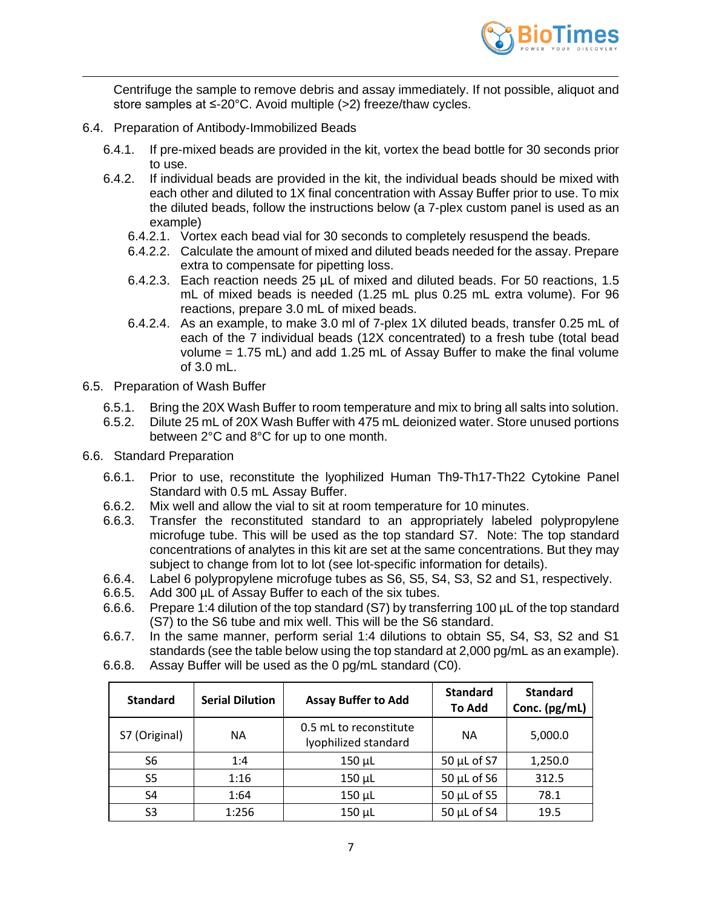Centrifuge the sample to remove debris and assay immediately. If not possible, aliquot and store samples at ≤-20°C. Avoid multiple (>2) freeze/thaw cycles.

6.4. Preparation of Antibody-Immobilized Beads

6.4.1. If pre-mixed beads are provided in the kit, vortex the bead bottle for 30 seconds prior to use.

6.4.2. If individual beads are provided in the kit, the individual beads should be mixed with each other and diluted to 1X final concentration with Assay Buffer prior to use. To mix the diluted beads, follow the instructions below (a 7-plex custom panel is used as an example)

6.4.2.1. Vortex each bead vial for 30 seconds to completely resuspend the beads.

6.4.2.2. Calculate the amount of mixed and diluted beads needed for the assay. Prepare extra to compensate for pipetting loss.

6.4.2.3. Each reaction needs 25 µL of mixed and diluted beads. For 50 reactions, 1.5 mL of mixed beads is needed (1.25 mL plus 0.25 mL extra volume). For 96 reactions, prepare 3.0 mL of mixed beads.

6.4.2.4. As an example, to make 3.0 ml of 7-plex 1X diluted beads, transfer 0.25 mL of each of the 7 individual beads (12X concentrated) to a fresh tube (total bead volume = 1.75 mL) and add 1.25 mL of Assay Buffer to make the final volume of 3.0 mL.

6.5. Preparation of Wash Buffer

6.5.1. Bring the 20X Wash Buffer to room temperature and mix to bring all salts into solution.

6.5.2. Dilute 25 mL of 20X Wash Buffer with 475 mL deionized water. Store unused portions between 2°C and 8°C for up to one month.

6.6. Standard Preparation

6.6.1. Prior to use, reconstitute the lyophilized Human Th9-Th17-Th22 Cytokine Panel Standard with 0.5 mL Assay Buffer.

6.6.2. Mix well and allow the vial to sit at room temperature for 10 minutes.

6.6.3. Transfer the reconstituted standard to an appropriately labeled polypropylene microfuge tube. This will be used as the top standard S7. Note: The top standard concentrations of analytes in this kit are set at the same concentrations. But they may subject to change from lot to lot (see lot-specific information for details).

6.6.4. Label 6 polypropylene microfuge tubes as S6, S5, S4, S3, S2 and S1, respectively.

6.6.5. Add 300 µL of Assay Buffer to each of the six tubes.

6.6.6. Prepare 1:4 dilution of the top standard (S7) by transferring 100 µL of the top standard (S7) to the S6 tube and mix well. This will be the S6 standard.

6.6.7. In the same manner, perform serial 1:4 dilutions to obtain S5, S4, S3, S2 and S1 standards (see the table below using the top standard at 2,000 pg/mL as an example).

6.6.8. Assay Buffer will be used as the 0 pg/mL standard (C0).

| Standard | Serial Dilution | Assay Buffer to Add | Standard To Add | Standard Conc. (pg/mL) |
|---|---|---|---|---|
| S7 (Original) | NA | 0.5 mL to reconstitute lyophilized standard | NA | 5,000.0 |
| S6 | 1:4 | 150 µL | 50 µL of S7 | 1,250.0 |
| S5 | 1:16 | 150 µL | 50 µL of S6 | 312.5 |
| S4 | 1:64 | 150 µL | 50 µL of S5 | 78.1 |
| S3 | 1:256 | 150 µL | 50 µL of S4 | 19.5 |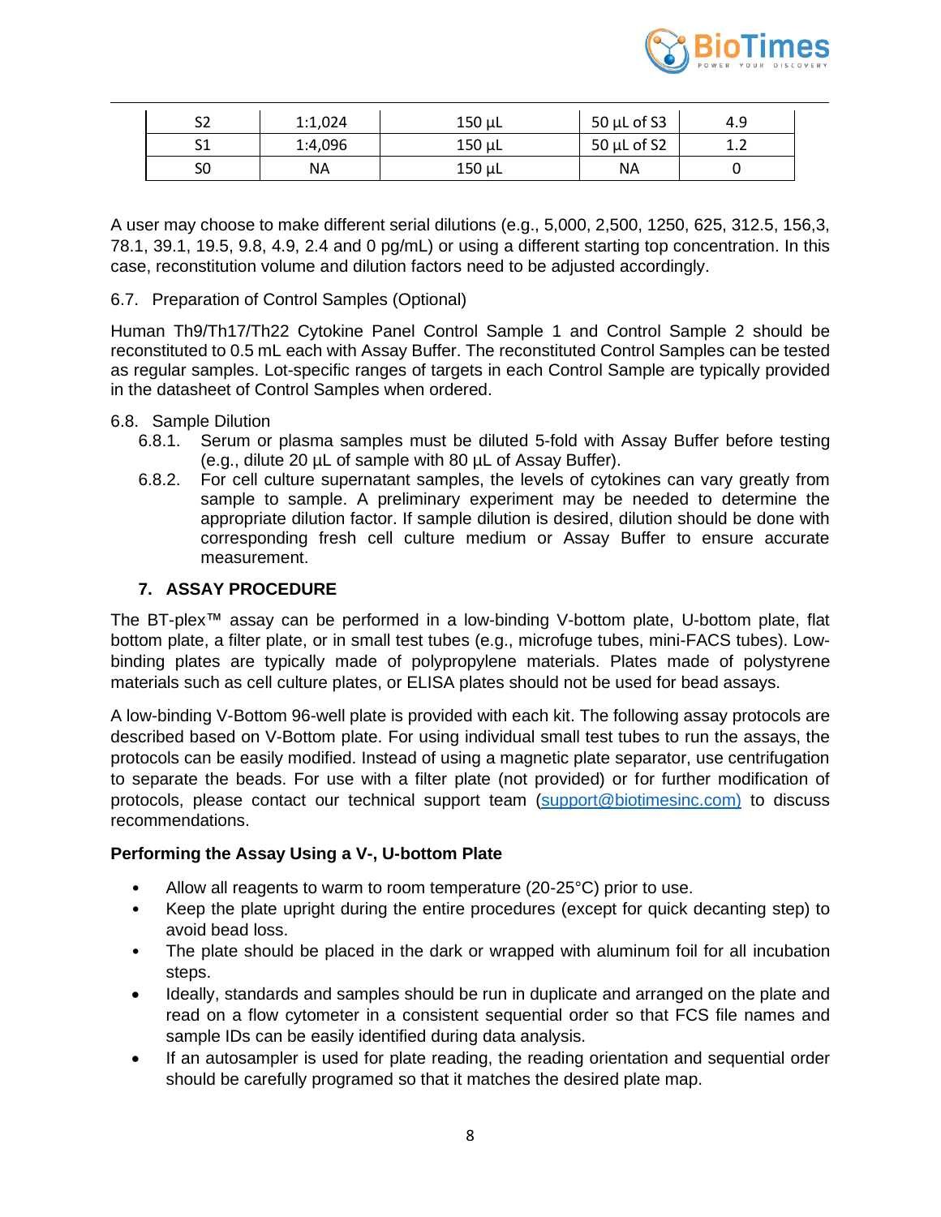| S2 | 1:1,024 | 150 µL | 50 µL of S3 | 4.9 |
|---|---|---|---|---|
| S1 | 1:4,096 | 150 µL | 50 µL of S2 | 1.2 |
| S0 | NA | 150 µL | NA | 0 |

A user may choose to make different serial dilutions (e.g., 5,000, 2,500, 1250, 625, 312.5, 156,3, 78.1, 39.1, 19.5, 9.8, 4.9, 2.4 and 0 pg/mL) or using a different starting top concentration. In this case, reconstitution volume and dilution factors need to be adjusted accordingly.

6.7. Preparation of Control Samples (Optional)

Human Th9/Th17/Th22 Cytokine Panel Control Sample 1 and Control Sample 2 should be reconstituted to 0.5 mL each with Assay Buffer. The reconstituted Control Samples can be tested as regular samples. Lot-specific ranges of targets in each Control Sample are typically provided in the datasheet of Control Samples when ordered.

6.8. Sample Dilution

6.8.1. Serum or plasma samples must be diluted 5-fold with Assay Buffer before testing (e.g., dilute 20 µL of sample with 80 µL of Assay Buffer).

6.8.2. For cell culture supernatant samples, the levels of cytokines can vary greatly from sample to sample. A preliminary experiment may be needed to determine the appropriate dilution factor. If sample dilution is desired, dilution should be done with corresponding fresh cell culture medium or Assay Buffer to ensure accurate measurement.

## 7. ASSAY PROCEDURE

The BT-plex™ assay can be performed in a low-binding V-bottom plate, U-bottom plate, flat bottom plate, a filter plate, or in small test tubes (e.g., microfuge tubes, mini-FACS tubes). Low-binding plates are typically made of polypropylene materials. Plates made of polystyrene materials such as cell culture plates, or ELISA plates should not be used for bead assays.

A low-binding V-Bottom 96-well plate is provided with each kit. The following assay protocols are described based on V-Bottom plate. For using individual small test tubes to run the assays, the protocols can be easily modified. Instead of using a magnetic plate separator, use centrifugation to separate the beads. For use with a filter plate (not provided) or for further modification of protocols, please contact our technical support team (support@biotimesinc.com) to discuss recommendations.

**Performing the Assay Using a V-, U-bottom Plate**

- Allow all reagents to warm to room temperature (20-25°C) prior to use.
- Keep the plate upright during the entire procedures (except for quick decanting step) to avoid bead loss.
- The plate should be placed in the dark or wrapped with aluminum foil for all incubation steps.
- Ideally, standards and samples should be run in duplicate and arranged on the plate and read on a flow cytometer in a consistent sequential order so that FCS file names and sample IDs can be easily identified during data analysis.
- If an autosampler is used for plate reading, the reading orientation and sequential order should be carefully programed so that it matches the desired plate map.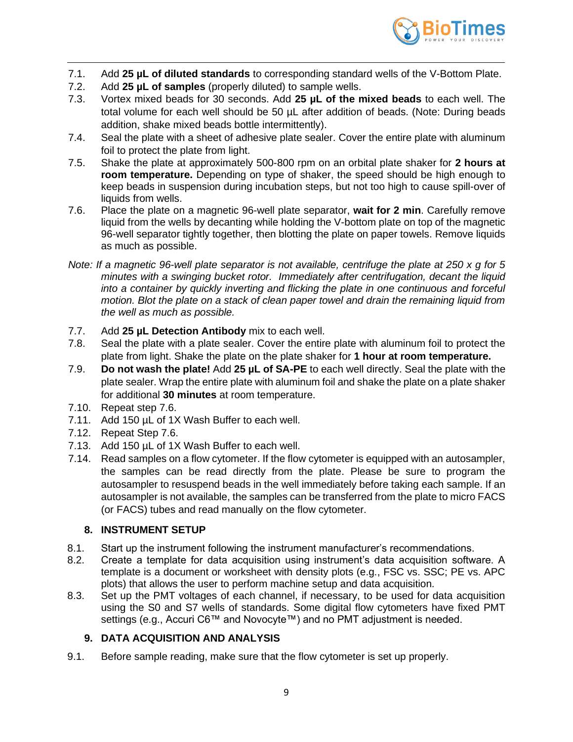7.1. Add **25 µL of diluted standards** to corresponding standard wells of the V-Bottom Plate.

7.2. Add **25 µL of samples** (properly diluted) to sample wells.

7.3. Vortex mixed beads for 30 seconds. Add **25 µL of the mixed beads** to each well. The total volume for each well should be 50 µL after addition of beads. (Note: During beads addition, shake mixed beads bottle intermittently).

7.4. Seal the plate with a sheet of adhesive plate sealer. Cover the entire plate with aluminum foil to protect the plate from light.

7.5. Shake the plate at approximately 500-800 rpm on an orbital plate shaker for **2 hours at room temperature.** Depending on type of shaker, the speed should be high enough to keep beads in suspension during incubation steps, but not too high to cause spill-over of liquids from wells.

7.6. Place the plate on a magnetic 96-well plate separator, **wait for 2 min**. Carefully remove liquid from the wells by decanting while holding the V-bottom plate on top of the magnetic 96-well separator tightly together, then blotting the plate on paper towels. Remove liquids as much as possible.

*Note: If a magnetic 96-well plate separator is not available, centrifuge the plate at 250 x g for 5 minutes with a swinging bucket rotor. Immediately after centrifugation, decant the liquid into a container by quickly inverting and flicking the plate in one continuous and forceful motion. Blot the plate on a stack of clean paper towel and drain the remaining liquid from the well as much as possible.*

7.7. Add **25 µL Detection Antibody** mix to each well.

7.8. Seal the plate with a plate sealer. Cover the entire plate with aluminum foil to protect the plate from light. Shake the plate on the plate shaker for **1 hour at room temperature.**

7.9. **Do not wash the plate!** Add **25 µL of SA-PE** to each well directly. Seal the plate with the plate sealer. Wrap the entire plate with aluminum foil and shake the plate on a plate shaker for additional **30 minutes** at room temperature.

7.10. Repeat step 7.6.

7.11. Add 150 µL of 1X Wash Buffer to each well.

7.12. Repeat Step 7.6.

7.13. Add 150 µL of 1X Wash Buffer to each well.

7.14. Read samples on a flow cytometer. If the flow cytometer is equipped with an autosampler, the samples can be read directly from the plate. Please be sure to program the autosampler to resuspend beads in the well immediately before taking each sample. If an autosampler is not available, the samples can be transferred from the plate to micro FACS (or FACS) tubes and read manually on the flow cytometer.

## 8. INSTRUMENT SETUP

8.1. Start up the instrument following the instrument manufacturer's recommendations.

8.2. Create a template for data acquisition using instrument's data acquisition software. A template is a document or worksheet with density plots (e.g., FSC vs. SSC; PE vs. APC plots) that allows the user to perform machine setup and data acquisition.

8.3. Set up the PMT voltages of each channel, if necessary, to be used for data acquisition using the S0 and S7 wells of standards. Some digital flow cytometers have fixed PMT settings (e.g., Accuri C6™ and Novocyte™) and no PMT adjustment is needed.

## 9. DATA ACQUISITION AND ANALYSIS

9.1. Before sample reading, make sure that the flow cytometer is set up properly.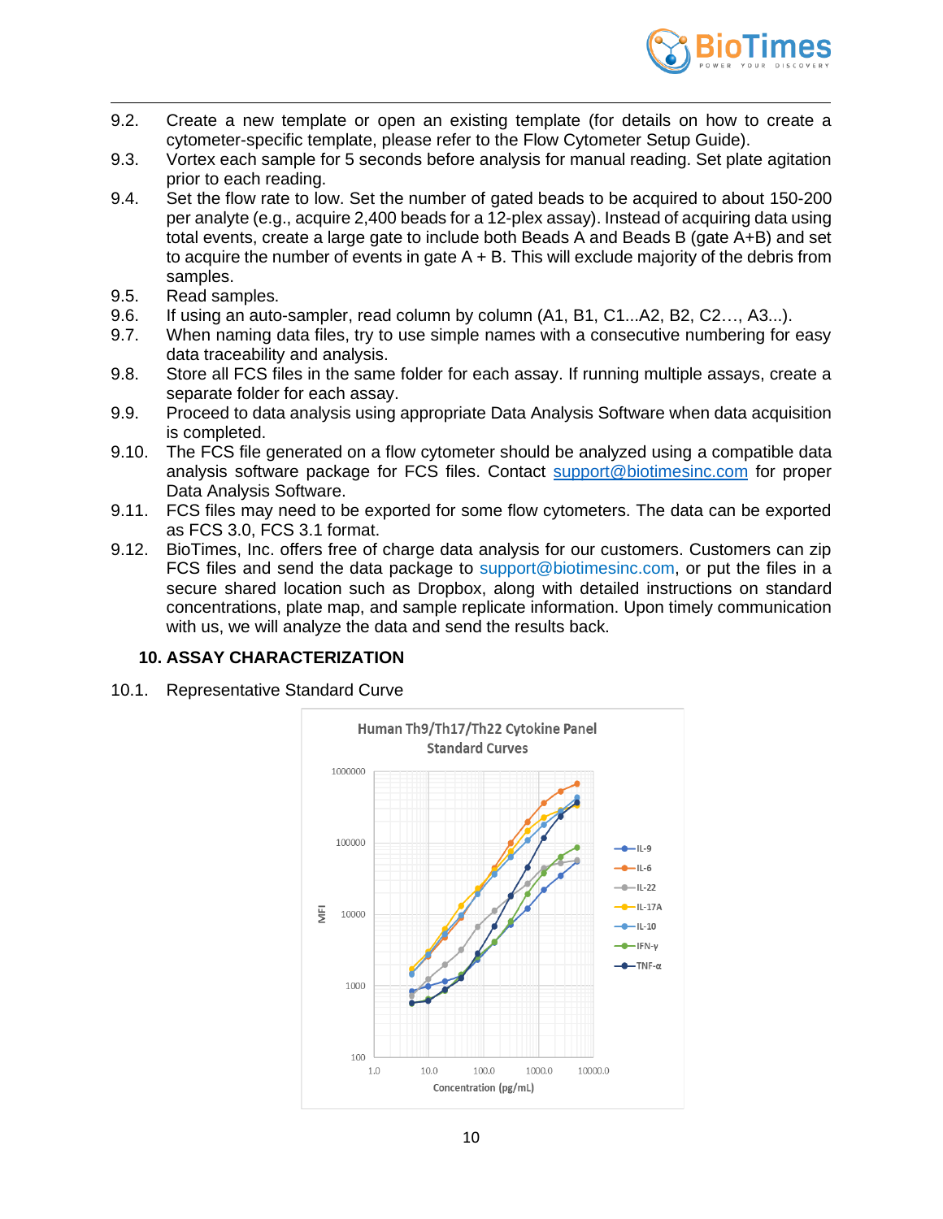9.2. Create a new template or open an existing template (for details on how to create a cytometer-specific template, please refer to the Flow Cytometer Setup Guide).

9.3. Vortex each sample for 5 seconds before analysis for manual reading. Set plate agitation prior to each reading.

9.4. Set the flow rate to low. Set the number of gated beads to be acquired to about 150-200 per analyte (e.g., acquire 2,400 beads for a 12-plex assay). Instead of acquiring data using total events, create a large gate to include both Beads A and Beads B (gate A+B) and set to acquire the number of events in gate A + B. This will exclude majority of the debris from samples.

9.5. Read samples.

9.6. If using an auto-sampler, read column by column (A1, B1, C1...A2, B2, C2…, A3...).

9.7. When naming data files, try to use simple names with a consecutive numbering for easy data traceability and analysis.

9.8. Store all FCS files in the same folder for each assay. If running multiple assays, create a separate folder for each assay.

9.9. Proceed to data analysis using appropriate Data Analysis Software when data acquisition is completed.

9.10. The FCS file generated on a flow cytometer should be analyzed using a compatible data analysis software package for FCS files. Contact support@biotimesinc.com for proper Data Analysis Software.

9.11. FCS files may need to be exported for some flow cytometers. The data can be exported as FCS 3.0, FCS 3.1 format.

9.12. BioTimes, Inc. offers free of charge data analysis for our customers. Customers can zip FCS files and send the data package to support@biotimesinc.com, or put the files in a secure shared location such as Dropbox, along with detailed instructions on standard concentrations, plate map, and sample replicate information. Upon timely communication with us, we will analyze the data and send the results back.

## 10. ASSAY CHARACTERIZATION

10.1. Representative Standard Curve

Human Th9/Th17/Th22 Cytokine Panel Standard Curves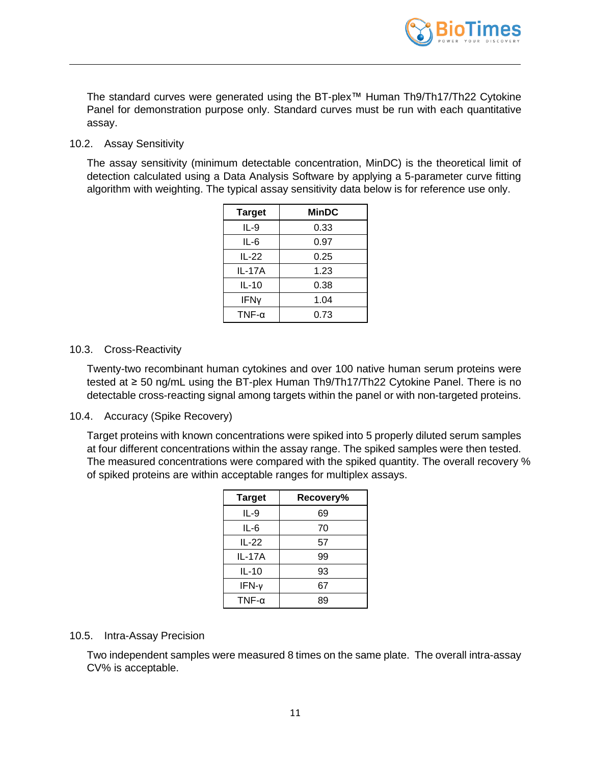The standard curves were generated using the BT-plex™ Human Th9/Th17/Th22 Cytokine Panel for demonstration purpose only. Standard curves must be run with each quantitative assay.

### 10.2. Assay Sensitivity

The assay sensitivity (minimum detectable concentration, MinDC) is the theoretical limit of detection calculated using a Data Analysis Software by applying a 5-parameter curve fitting algorithm with weighting. The typical assay sensitivity data below is for reference use only.

| Target | MinDC |
|---|---|
| IL-9 | 0.33 |
| IL-6 | 0.97 |
| IL-22 | 0.25 |
| IL-17A | 1.23 |
| IL-10 | 0.38 |
| IFNγ | 1.04 |
| TNF-α | 0.73 |

### 10.3. Cross-Reactivity

Twenty-two recombinant human cytokines and over 100 native human serum proteins were tested at ≥ 50 ng/mL using the BT-plex Human Th9/Th17/Th22 Cytokine Panel. There is no detectable cross-reacting signal among targets within the panel or with non-targeted proteins.

### 10.4. Accuracy (Spike Recovery)

Target proteins with known concentrations were spiked into 5 properly diluted serum samples at four different concentrations within the assay range. The spiked samples were then tested. The measured concentrations were compared with the spiked quantity. The overall recovery % of spiked proteins are within acceptable ranges for multiplex assays.

| Target | Recovery% |
|---|---|
| IL-9 | 69 |
| IL-6 | 70 |
| IL-22 | 57 |
| IL-17A | 99 |
| IL-10 | 93 |
| IFN-γ | 67 |
| TNF-α | 89 |

### 10.5. Intra-Assay Precision

Two independent samples were measured 8 times on the same plate. The overall intra-assay CV% is acceptable.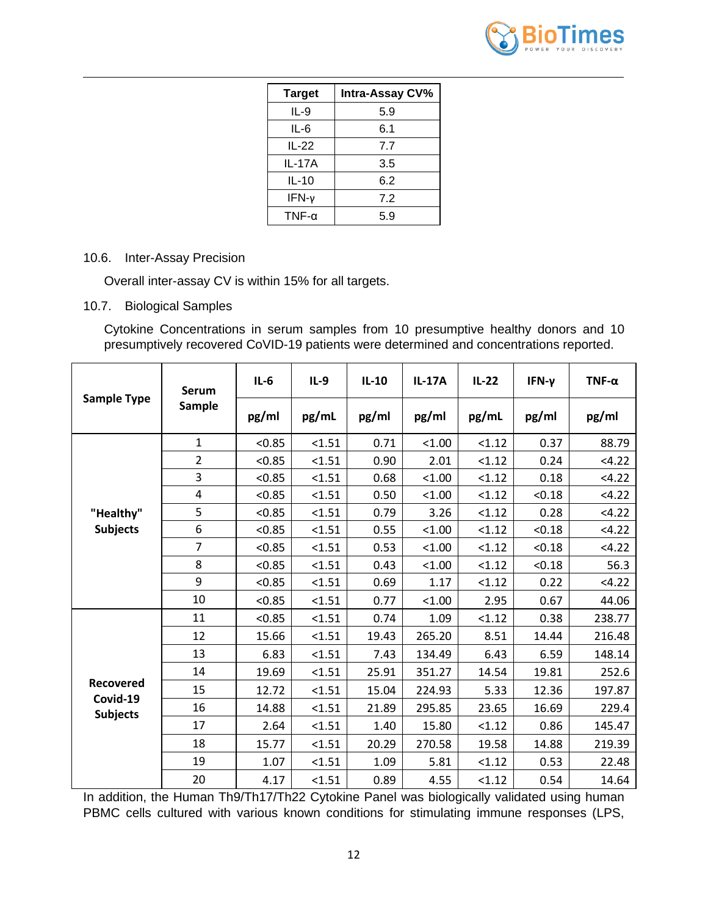| Target | Intra-Assay CV% |
|---|---|
| IL-9 | 5.9 |
| IL-6 | 6.1 |
| IL-22 | 7.7 |
| IL-17A | 3.5 |
| IL-10 | 6.2 |
| IFN-γ | 7.2 |
| TNF-α | 5.9 |

10.6. Inter-Assay Precision

Overall inter-assay CV is within 15% for all targets.

10.7. Biological Samples

Cytokine Concentrations in serum samples from 10 presumptive healthy donors and 10 presumptively recovered CoVID-19 patients were determined and concentrations reported.

| Sample Type | Serum Sample | IL-6 | IL-9 | IL-10 | IL-17A | IL-22 | IFN-γ | TNF-α |
|---|---|---|---|---|---|---|---|---|
| | | pg/ml | pg/mL | pg/ml | pg/ml | pg/mL | pg/ml | pg/ml |
| "Healthy" Subjects | 1 | <0.85 | <1.51 | 0.71 | <1.00 | <1.12 | 0.37 | 88.79 |
| | 2 | <0.85 | <1.51 | 0.90 | 2.01 | <1.12 | 0.24 | <4.22 |
| | 3 | <0.85 | <1.51 | 0.68 | <1.00 | <1.12 | 0.18 | <4.22 |
| | 4 | <0.85 | <1.51 | 0.50 | <1.00 | <1.12 | <0.18 | <4.22 |
| | 5 | <0.85 | <1.51 | 0.79 | 3.26 | <1.12 | 0.28 | <4.22 |
| | 6 | <0.85 | <1.51 | 0.55 | <1.00 | <1.12 | <0.18 | <4.22 |
| | 7 | <0.85 | <1.51 | 0.53 | <1.00 | <1.12 | <0.18 | <4.22 |
| | 8 | <0.85 | <1.51 | 0.43 | <1.00 | <1.12 | <0.18 | 56.3 |
| | 9 | <0.85 | <1.51 | 0.69 | 1.17 | <1.12 | 0.22 | <4.22 |
| | 10 | <0.85 | <1.51 | 0.77 | <1.00 | 2.95 | 0.67 | 44.06 |
| Recovered Covid-19 Subjects | 11 | <0.85 | <1.51 | 0.74 | 1.09 | <1.12 | 0.38 | 238.77 |
| | 12 | 15.66 | <1.51 | 19.43 | 265.20 | 8.51 | 14.44 | 216.48 |
| | 13 | 6.83 | <1.51 | 7.43 | 134.49 | 6.43 | 6.59 | 148.14 |
| | 14 | 19.69 | <1.51 | 25.91 | 351.27 | 14.54 | 19.81 | 252.6 |
| | 15 | 12.72 | <1.51 | 15.04 | 224.93 | 5.33 | 12.36 | 197.87 |
| | 16 | 14.88 | <1.51 | 21.89 | 295.85 | 23.65 | 16.69 | 229.4 |
| | 17 | 2.64 | <1.51 | 1.40 | 15.80 | <1.12 | 0.86 | 145.47 |
| | 18 | 15.77 | <1.51 | 20.29 | 270.58 | 19.58 | 14.88 | 219.39 |
| | 19 | 1.07 | <1.51 | 1.09 | 5.81 | <1.12 | 0.53 | 22.48 |
| | 20 | 4.17 | <1.51 | 0.89 | 4.55 | <1.12 | 0.54 | 14.64 |

In addition, the Human Th9/Th17/Th22 Cytokine Panel was biologically validated using human PBMC cells cultured with various known conditions for stimulating immune responses (LPS,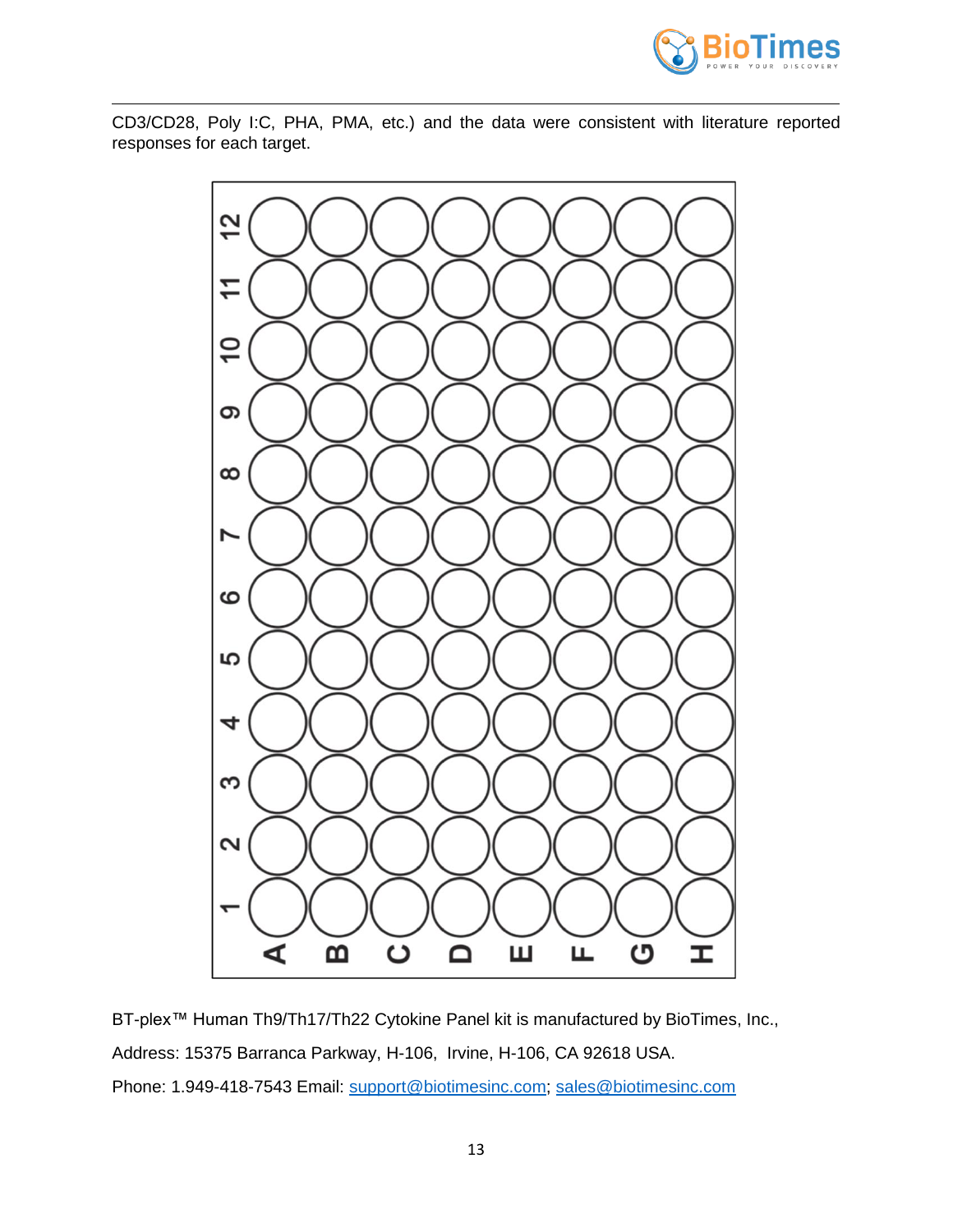CD3/CD28, Poly I:C, PHA, PMA, etc.) and the data were consistent with literature reported responses for each target.

12
11
10
9
8
7
6
5
4
3
2
1

A B C D E F G H

BT-plex™ Human Th9/Th17/Th22 Cytokine Panel kit is manufactured by BioTimes, Inc.,

Address: 15375 Barranca Parkway, H-106, Irvine, H-106, CA 92618 USA.

Phone: 1.949-418-7543 Email: [support@biotimesinc.com](mailto:support@biotimesinc.com); [sales@biotimesinc.com](mailto:sales@biotimesinc.com)